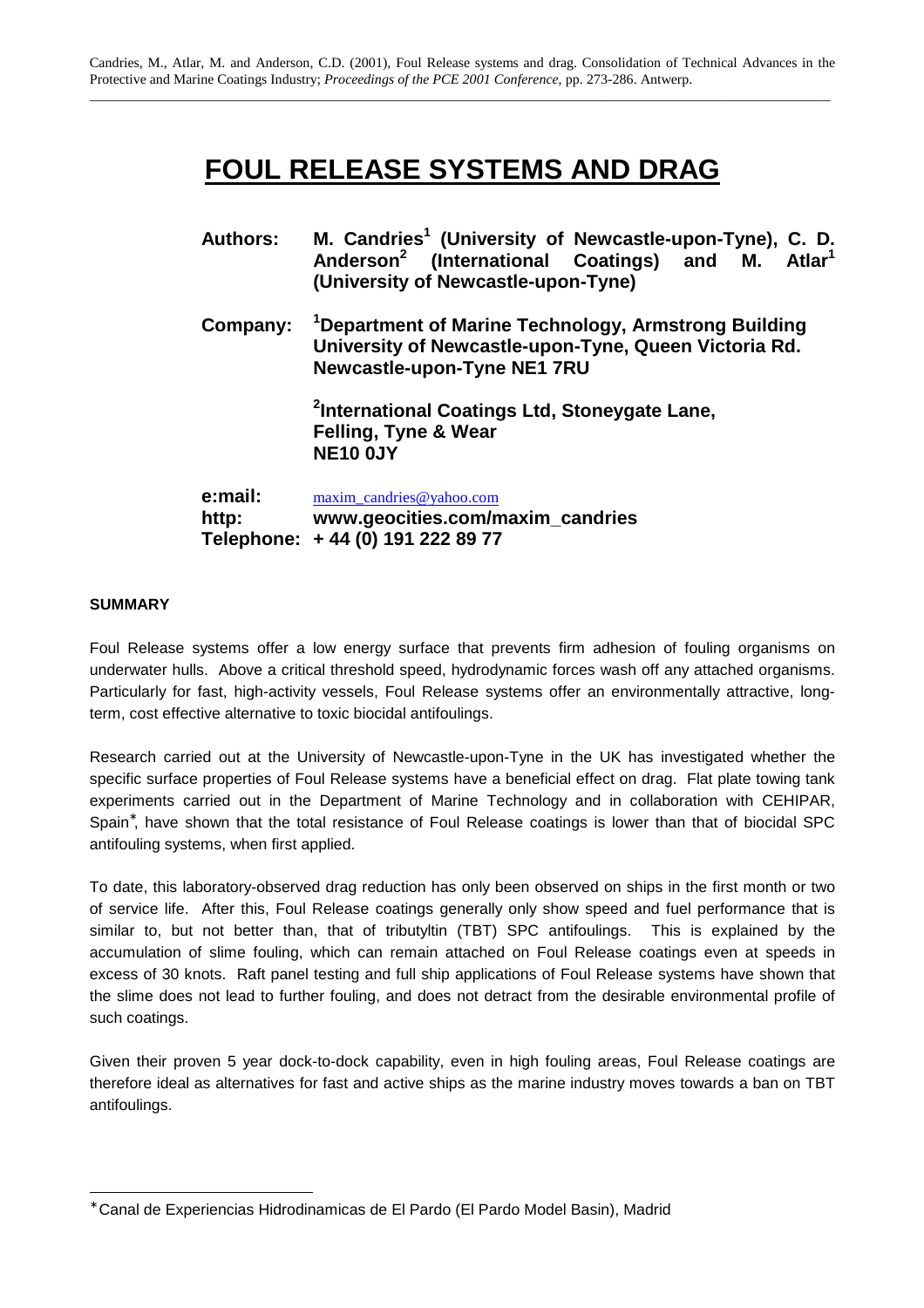Candries, M., Atlar, M. and Anderson, C.D. (2001), Foul Release systems and drag. Consolidation of Technical Advances in the Protective and Marine Coatings Industry; *Proceedings of the PCE 2001 Conference*, pp. 273-286. Antwerp.

# FOUL RELEASE SYSTEMS AND DRAG

**Authors:** **M. Candries[1] (University of Newcastle-upon-Tyne), C. D. Anderson[2] (International Coatings) and M. Atlar[1] (University of Newcastle-upon-Tyne)**

**Company:** **[1]Department of Marine Technology, Armstrong Building University of Newcastle-upon-Tyne, Queen Victoria Rd. Newcastle-upon-Tyne NE1 7RU**

**[2]International Coatings Ltd, Stoneygate Lane, Felling, Tyne & Wear NE10 0JY**

**e:mail:** maxim_candries@yahoo.com
**http:** **www.geocities.com/maxim_candries**
**Telephone:** **+ 44 (0) 191 222 89 77**

#### SUMMARY

Foul Release systems offer a low energy surface that prevents firm adhesion of fouling organisms on underwater hulls. Above a critical threshold speed, hydrodynamic forces wash off any attached organisms. Particularly for fast, high-activity vessels, Foul Release systems offer an environmentally attractive, long-term, cost effective alternative to toxic biocidal antifoulings.

Research carried out at the University of Newcastle-upon-Tyne in the UK has investigated whether the specific surface properties of Foul Release systems have a beneficial effect on drag. Flat plate towing tank experiments carried out in the Department of Marine Technology and in collaboration with CEHIPAR, Spain*, have shown that the total resistance of Foul Release coatings is lower than that of biocidal SPC antifouling systems, when first applied.

To date, this laboratory-observed drag reduction has only been observed on ships in the first month or two of service life. After this, Foul Release coatings generally only show speed and fuel performance that is similar to, but not better than, that of tributyltin (TBT) SPC antifoulings. This is explained by the accumulation of slime fouling, which can remain attached on Foul Release coatings even at speeds in excess of 30 knots. Raft panel testing and full ship applications of Foul Release systems have shown that the slime does not lead to further fouling, and does not detract from the desirable environmental profile of such coatings.

Given their proven 5 year dock-to-dock capability, even in high fouling areas, Foul Release coatings are therefore ideal as alternatives for fast and active ships as the marine industry moves towards a ban on TBT antifoulings.

---

* Canal de Experiencias Hidrodinamicas de El Pardo (El Pardo Model Basin), Madrid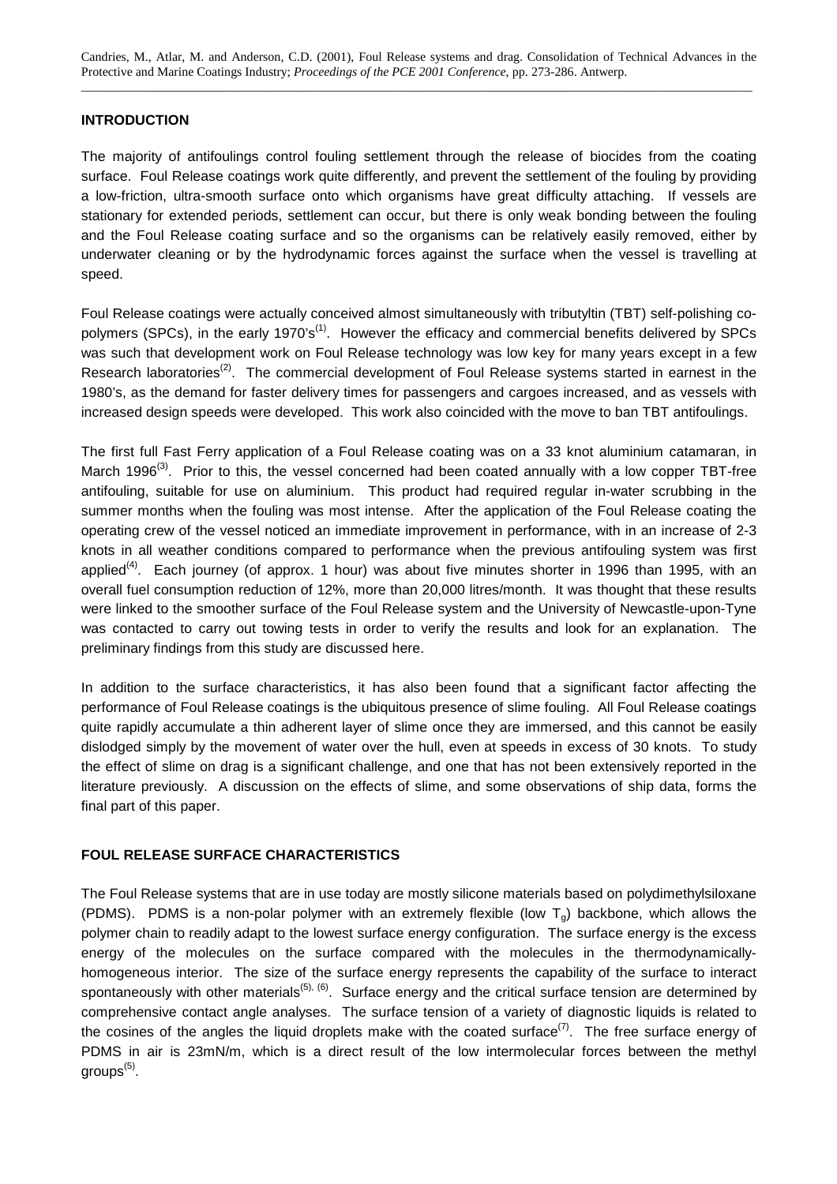## INTRODUCTION

The majority of antifoulings control fouling settlement through the release of biocides from the coating surface. Foul Release coatings work quite differently, and prevent the settlement of the fouling by providing a low-friction, ultra-smooth surface onto which organisms have great difficulty attaching. If vessels are stationary for extended periods, settlement can occur, but there is only weak bonding between the fouling and the Foul Release coating surface and so the organisms can be relatively easily removed, either by underwater cleaning or by the hydrodynamic forces against the surface when the vessel is travelling at speed.

Foul Release coatings were actually conceived almost simultaneously with tributyltin (TBT) self-polishing co-polymers (SPCs), in the early 1970's[1]. However the efficacy and commercial benefits delivered by SPCs was such that development work on Foul Release technology was low key for many years except in a few Research laboratories[2]. The commercial development of Foul Release systems started in earnest in the 1980's, as the demand for faster delivery times for passengers and cargoes increased, and as vessels with increased design speeds were developed. This work also coincided with the move to ban TBT antifoulings.

The first full Fast Ferry application of a Foul Release coating was on a 33 knot aluminium catamaran, in March 1996[3]. Prior to this, the vessel concerned had been coated annually with a low copper TBT-free antifouling, suitable for use on aluminium. This product had required regular in-water scrubbing in the summer months when the fouling was most intense. After the application of the Foul Release coating the operating crew of the vessel noticed an immediate improvement in performance, with in an increase of 2-3 knots in all weather conditions compared to performance when the previous antifouling system was first applied[4]. Each journey (of approx. 1 hour) was about five minutes shorter in 1996 than 1995, with an overall fuel consumption reduction of 12%, more than 20,000 litres/month. It was thought that these results were linked to the smoother surface of the Foul Release system and the University of Newcastle-upon-Tyne was contacted to carry out towing tests in order to verify the results and look for an explanation. The preliminary findings from this study are discussed here.

In addition to the surface characteristics, it has also been found that a significant factor affecting the performance of Foul Release coatings is the ubiquitous presence of slime fouling. All Foul Release coatings quite rapidly accumulate a thin adherent layer of slime once they are immersed, and this cannot be easily dislodged simply by the movement of water over the hull, even at speeds in excess of 30 knots. To study the effect of slime on drag is a significant challenge, and one that has not been extensively reported in the literature previously. A discussion on the effects of slime, and some observations of ship data, forms the final part of this paper.

## FOUL RELEASE SURFACE CHARACTERISTICS

The Foul Release systems that are in use today are mostly silicone materials based on polydimethylsiloxane (PDMS). PDMS is a non-polar polymer with an extremely flexible (low $T_g$) backbone, which allows the polymer chain to readily adapt to the lowest surface energy configuration. The surface energy is the excess energy of the molecules on the surface compared with the molecules in the thermodynamically-homogeneous interior. The size of the surface energy represents the capability of the surface to interact spontaneously with other materials[5, 6]. Surface energy and the critical surface tension are determined by comprehensive contact angle analyses. The surface tension of a variety of diagnostic liquids is related to the cosines of the angles the liquid droplets make with the coated surface[7]. The free surface energy of PDMS in air is 23mN/m, which is a direct result of the low intermolecular forces between the methyl groups[5].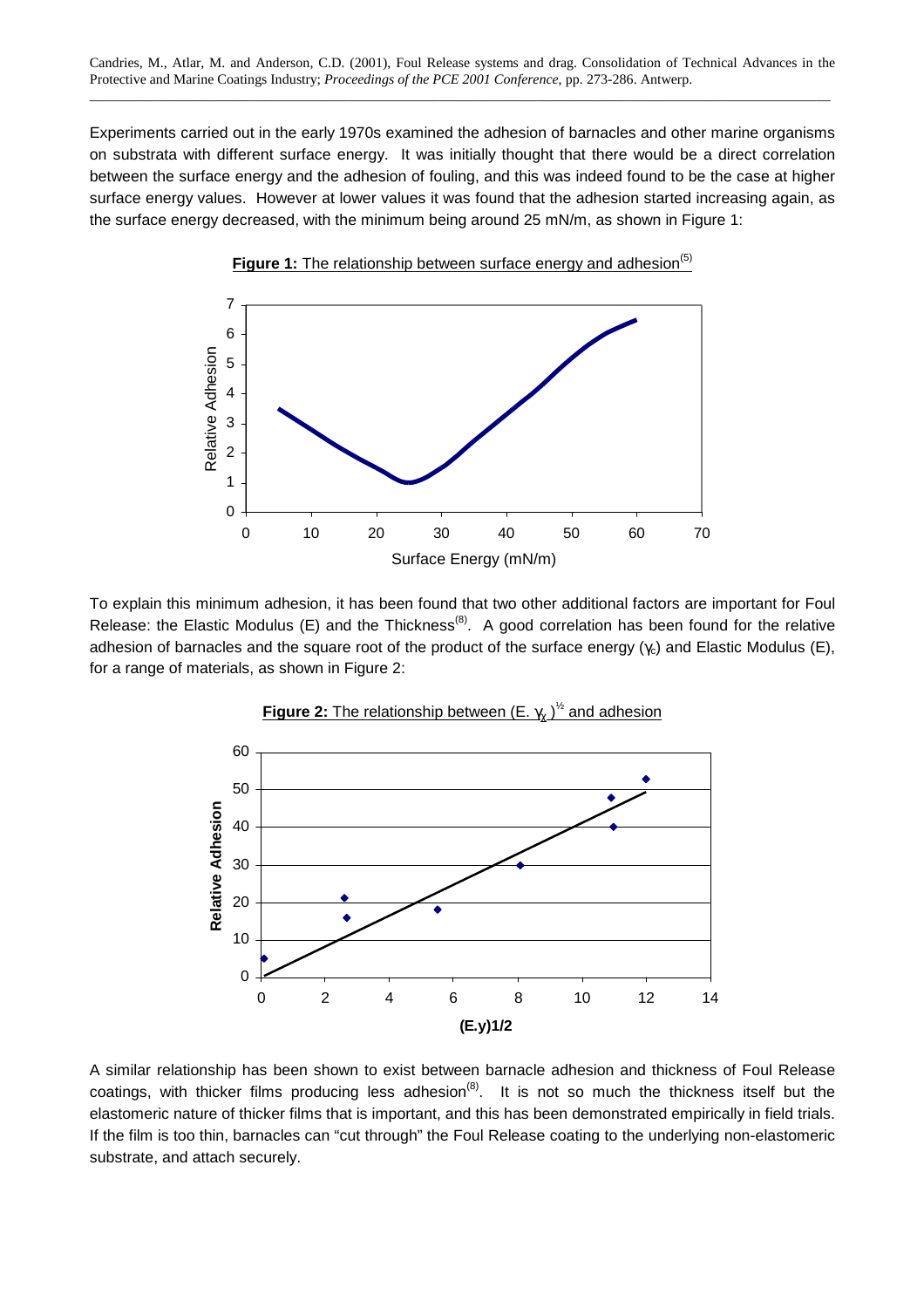Experiments carried out in the early 1970s examined the adhesion of barnacles and other marine organisms on substrata with different surface energy. It was initially thought that there would be a direct correlation between the surface energy and the adhesion of fouling, and this was indeed found to be the case at higher surface energy values. However at lower values it was found that the adhesion started increasing again, as the surface energy decreased, with the minimum being around 25 mN/m, as shown in Figure 1:

**Figure 1:** The relationship between surface energy and adhesion[5]

To explain this minimum adhesion, it has been found that two other additional factors are important for Foul Release: the Elastic Modulus (E) and the Thickness[8]. A good correlation has been found for the relative adhesion of barnacles and the square root of the product of the surface energy ($\gamma_c$) and Elastic Modulus (E), for a range of materials, as shown in Figure 2:

**Figure 2:** The relationship between $(E.\gamma_c)^{1/2}$ and adhesion

A similar relationship has been shown to exist between barnacle adhesion and thickness of Foul Release coatings, with thicker films producing less adhesion[8]. It is not so much the thickness itself but the elastomeric nature of thicker films that is important, and this has been demonstrated empirically in field trials. If the film is too thin, barnacles can "cut through" the Foul Release coating to the underlying non-elastomeric substrate, and attach securely.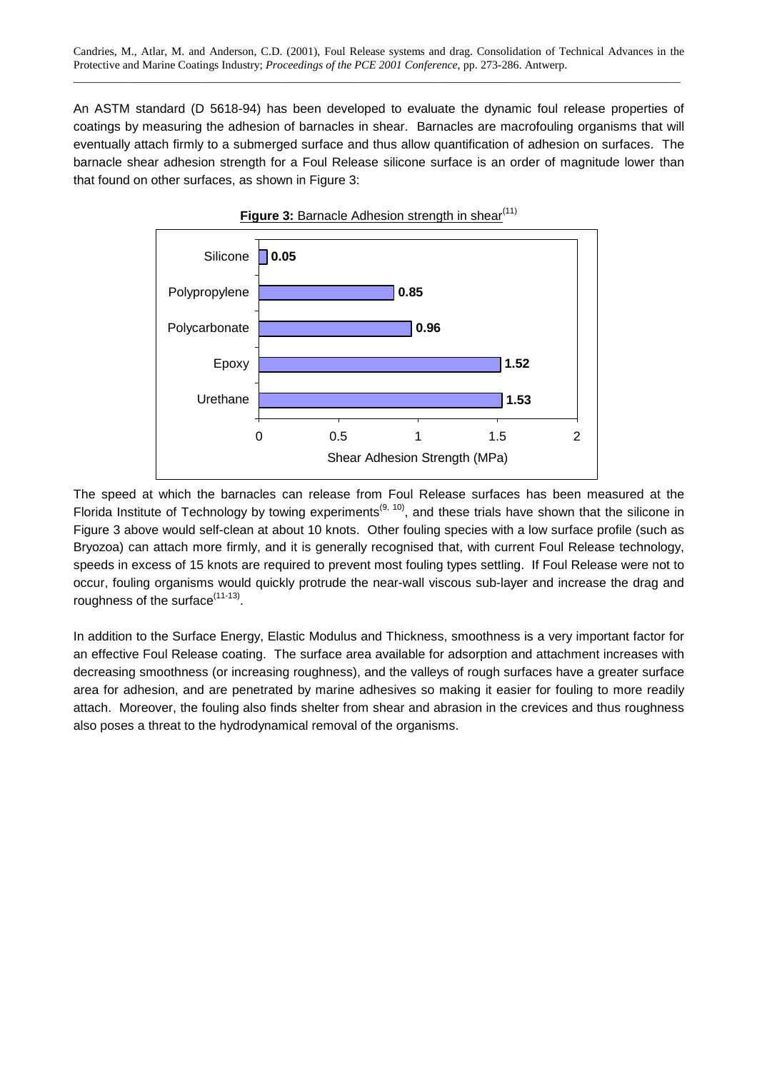An ASTM standard (D 5618-94) has been developed to evaluate the dynamic foul release properties of coatings by measuring the adhesion of barnacles in shear. Barnacles are macrofouling organisms that will eventually attach firmly to a submerged surface and thus allow quantification of adhesion on surfaces. The barnacle shear adhesion strength for a Foul Release silicone surface is an order of magnitude lower than that found on other surfaces, as shown in Figure 3:

**Figure 3:** Barnacle Adhesion strength in shear[11]

| Surface | Shear Adhesion Strength (MPa) |
| --- | --- |
| Silicone | 0.05 |
| Polypropylene | 0.85 |
| Polycarbonate | 0.96 |
| Epoxy | 1.52 |
| Urethane | 1.53 |

The speed at which the barnacles can release from Foul Release surfaces has been measured at the Florida Institute of Technology by towing experiments[9, 10], and these trials have shown that the silicone in Figure 3 above would self-clean at about 10 knots. Other fouling species with a low surface profile (such as Bryozoa) can attach more firmly, and it is generally recognised that, with current Foul Release technology, speeds in excess of 15 knots are required to prevent most fouling types settling. If Foul Release were not to occur, fouling organisms would quickly protrude the near-wall viscous sub-layer and increase the drag and roughness of the surface[11-13].

In addition to the Surface Energy, Elastic Modulus and Thickness, smoothness is a very important factor for an effective Foul Release coating. The surface area available for adsorption and attachment increases with decreasing smoothness (or increasing roughness), and the valleys of rough surfaces have a greater surface area for adhesion, and are penetrated by marine adhesives so making it easier for fouling to more readily attach. Moreover, the fouling also finds shelter from shear and abrasion in the crevices and thus roughness also poses a threat to the hydrodynamical removal of the organisms.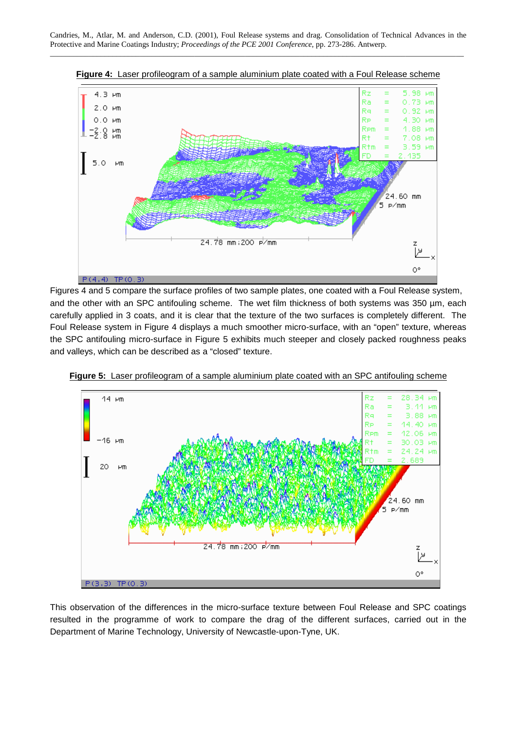**Figure 4:** Laser profileogram of a sample aluminium plate coated with a Foul Release scheme

Figures 4 and 5 compare the surface profiles of two sample plates, one coated with a Foul Release system, and the other with an SPC antifouling scheme. The wet film thickness of both systems was 350 µm, each carefully applied in 3 coats, and it is clear that the texture of the two surfaces is completely different. The Foul Release system in Figure 4 displays a much smoother micro-surface, with an "open" texture, whereas the SPC antifouling micro-surface in Figure 5 exhibits much steeper and closely packed roughness peaks and valleys, which can be described as a "closed" texture.

**Figure 5:** Laser profileogram of a sample aluminium plate coated with an SPC antifouling scheme

This observation of the differences in the micro-surface texture between Foul Release and SPC coatings resulted in the programme of work to compare the drag of the different surfaces, carried out in the Department of Marine Technology, University of Newcastle-upon-Tyne, UK.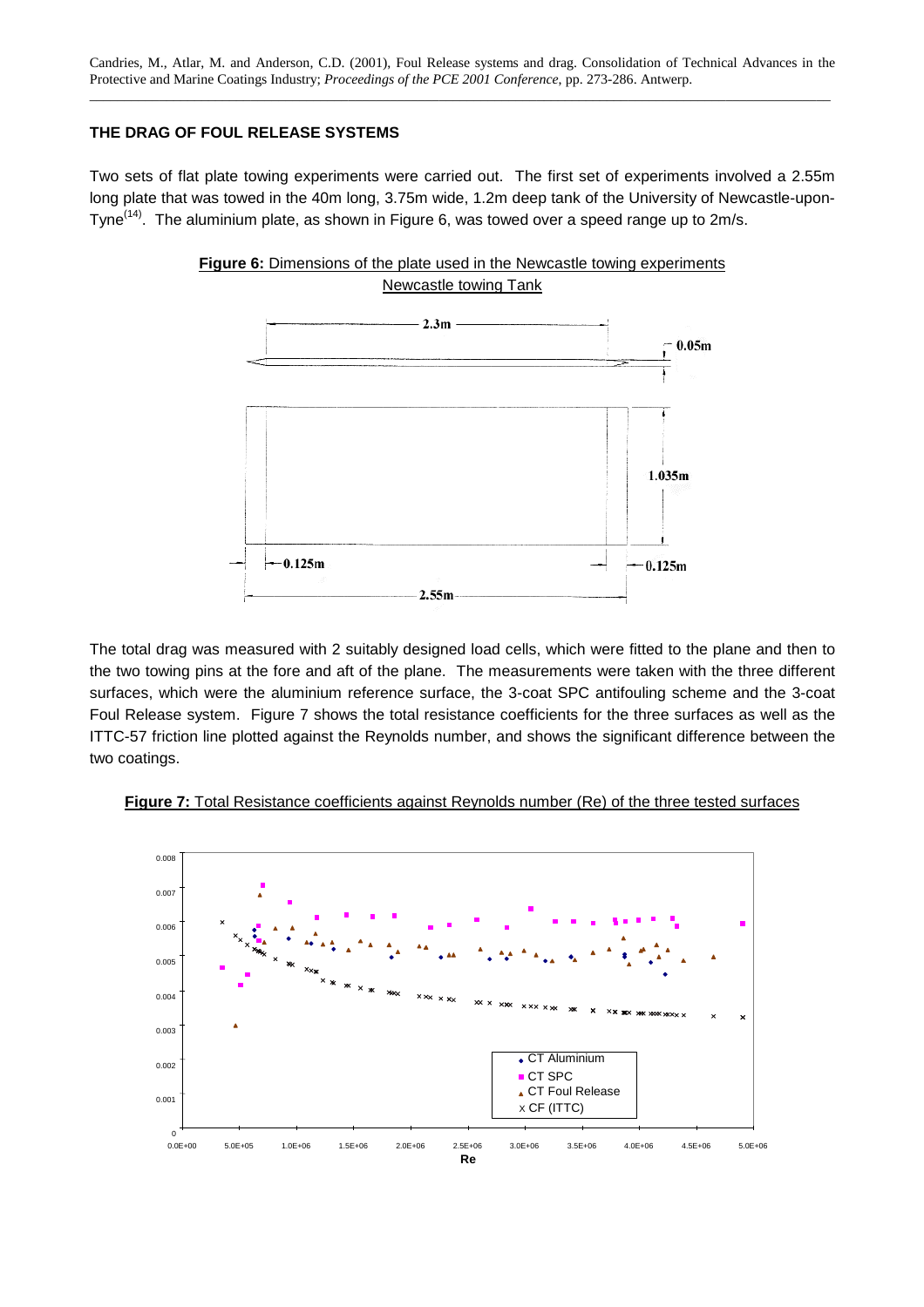## THE DRAG OF FOUL RELEASE SYSTEMS

Two sets of flat plate towing experiments were carried out. The first set of experiments involved a 2.55m long plate that was towed in the 40m long, 3.75m wide, 1.2m deep tank of the University of Newcastle-upon-Tyne[14]. The aluminium plate, as shown in Figure 6, was towed over a speed range up to 2m/s.

**Figure 6:** Dimensions of the plate used in the Newcastle towing experiments Newcastle towing Tank

The total drag was measured with 2 suitably designed load cells, which were fitted to the plane and then to the two towing pins at the fore and aft of the plane. The measurements were taken with the three different surfaces, which were the aluminium reference surface, the 3-coat SPC antifouling scheme and the 3-coat Foul Release system. Figure 7 shows the total resistance coefficients for the three surfaces as well as the ITTC-57 friction line plotted against the Reynolds number, and shows the significant difference between the two coatings.

**Figure 7:** Total Resistance coefficients against Reynolds number (Re) of the three tested surfaces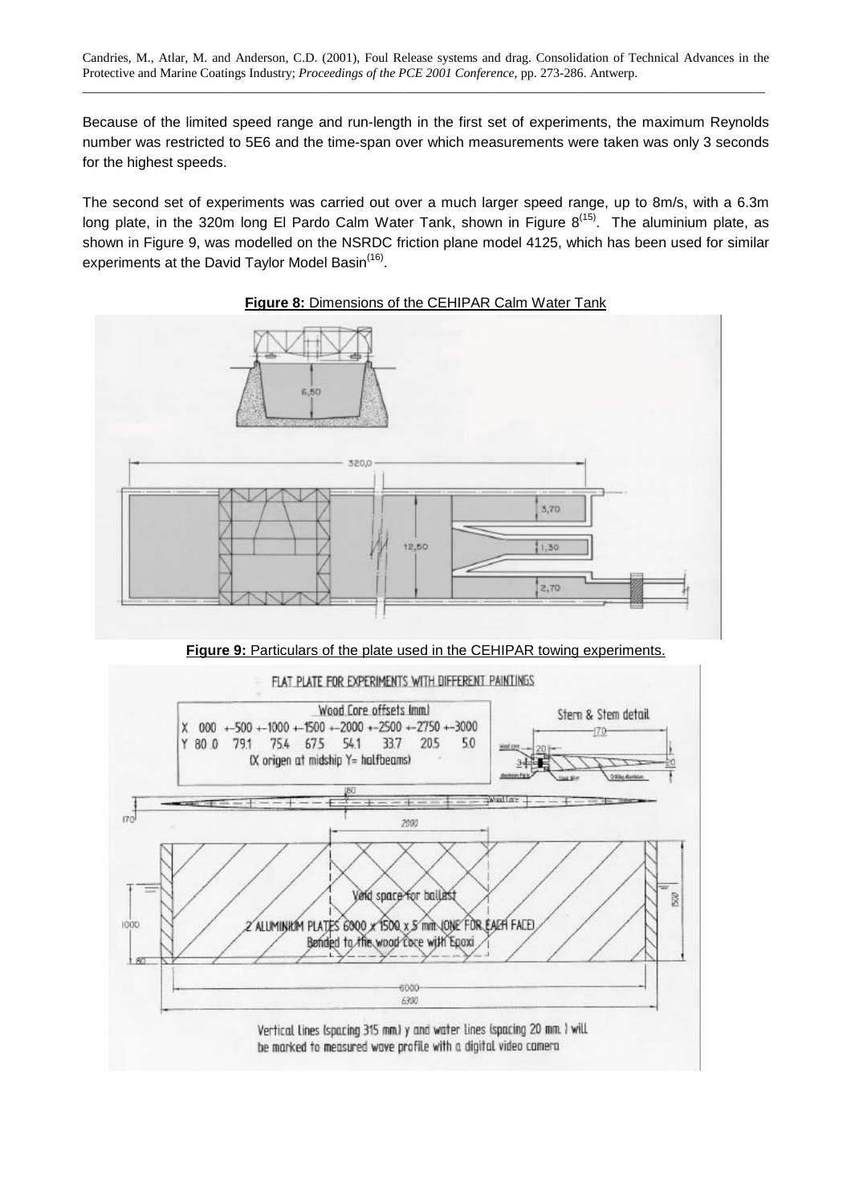Because of the limited speed range and run-length in the first set of experiments, the maximum Reynolds number was restricted to 5E6 and the time-span over which measurements were taken was only 3 seconds for the highest speeds.

The second set of experiments was carried out over a much larger speed range, up to 8m/s, with a 6.3m long plate, in the 320m long El Pardo Calm Water Tank, shown in Figure 8[15]. The aluminium plate, as shown in Figure 9, was modelled on the NSRDC friction plane model 4125, which has been used for similar experiments at the David Taylor Model Basin[16].

**Figure 8:** Dimensions of the CEHIPAR Calm Water Tank

**Figure 9:** Particulars of the plate used in the CEHIPAR towing experiments.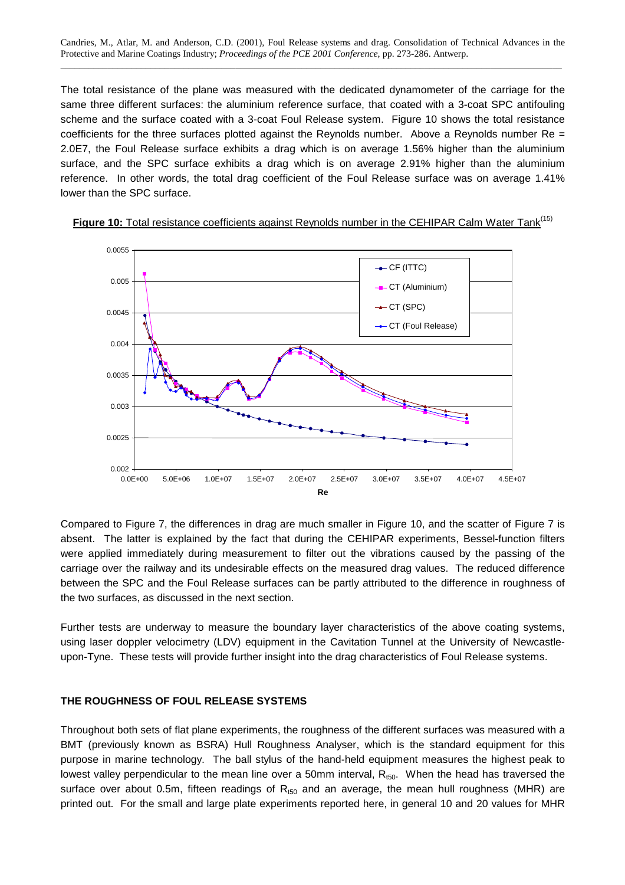The total resistance of the plane was measured with the dedicated dynamometer of the carriage for the same three different surfaces: the aluminium reference surface, that coated with a 3-coat SPC antifouling scheme and the surface coated with a 3-coat Foul Release system. Figure 10 shows the total resistance coefficients for the three surfaces plotted against the Reynolds number. Above a Reynolds number Re = 2.0E7, the Foul Release surface exhibits a drag which is on average 1.56% higher than the aluminium surface, and the SPC surface exhibits a drag which is on average 2.91% higher than the aluminium reference. In other words, the total drag coefficient of the Foul Release surface was on average 1.41% lower than the SPC surface.

**Figure 10:** Total resistance coefficients against Reynolds number in the CEHIPAR Calm Water Tank[15]

Compared to Figure 7, the differences in drag are much smaller in Figure 10, and the scatter of Figure 7 is absent. The latter is explained by the fact that during the CEHIPAR experiments, Bessel-function filters were applied immediately during measurement to filter out the vibrations caused by the passing of the carriage over the railway and its undesirable effects on the measured drag values. The reduced difference between the SPC and the Foul Release surfaces can be partly attributed to the difference in roughness of the two surfaces, as discussed in the next section.

Further tests are underway to measure the boundary layer characteristics of the above coating systems, using laser doppler velocimetry (LDV) equipment in the Cavitation Tunnel at the University of Newcastle-upon-Tyne. These tests will provide further insight into the drag characteristics of Foul Release systems.

## THE ROUGHNESS OF FOUL RELEASE SYSTEMS

Throughout both sets of flat plane experiments, the roughness of the different surfaces was measured with a BMT (previously known as BSRA) Hull Roughness Analyser, which is the standard equipment for this purpose in marine technology. The ball stylus of the hand-held equipment measures the highest peak to lowest valley perpendicular to the mean line over a 50mm interval, $R_{t50}$. When the head has traversed the surface over about 0.5m, fifteen readings of $R_{t50}$ and an average, the mean hull roughness (MHR) are printed out. For the small and large plate experiments reported here, in general 10 and 20 values for MHR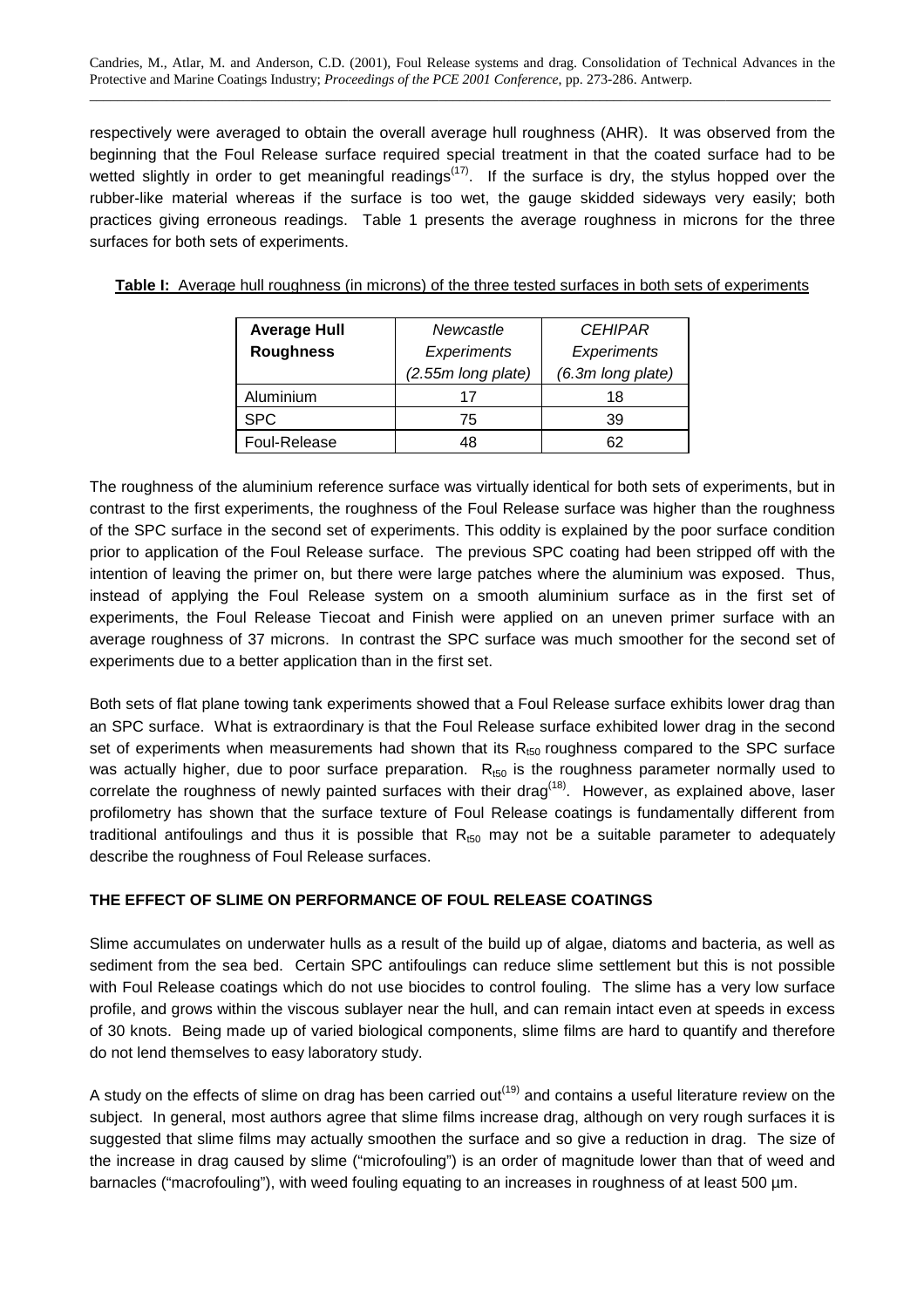respectively were averaged to obtain the overall average hull roughness (AHR). It was observed from the beginning that the Foul Release surface required special treatment in that the coated surface had to be wetted slightly in order to get meaningful readings[17]. If the surface is dry, the stylus hopped over the rubber-like material whereas if the surface is too wet, the gauge skidded sideways very easily; both practices giving erroneous readings. Table 1 presents the average roughness in microns for the three surfaces for both sets of experiments.

**Table I:** Average hull roughness (in microns) of the three tested surfaces in both sets of experiments

| **Average Hull Roughness** | *Newcastle Experiments (2.55m long plate)* | *CEHIPAR Experiments (6.3m long plate)* |
|---|---|---|
| Aluminium | 17 | 18 |
| SPC | 75 | 39 |
| Foul-Release | 48 | 62 |

The roughness of the aluminium reference surface was virtually identical for both sets of experiments, but in contrast to the first experiments, the roughness of the Foul Release surface was higher than the roughness of the SPC surface in the second set of experiments. This oddity is explained by the poor surface condition prior to application of the Foul Release surface. The previous SPC coating had been stripped off with the intention of leaving the primer on, but there were large patches where the aluminium was exposed. Thus, instead of applying the Foul Release system on a smooth aluminium surface as in the first set of experiments, the Foul Release Tiecoat and Finish were applied on an uneven primer surface with an average roughness of 37 microns. In contrast the SPC surface was much smoother for the second set of experiments due to a better application than in the first set.

Both sets of flat plane towing tank experiments showed that a Foul Release surface exhibits lower drag than an SPC surface. What is extraordinary is that the Foul Release surface exhibited lower drag in the second set of experiments when measurements had shown that its $R_{t50}$ roughness compared to the SPC surface was actually higher, due to poor surface preparation. $R_{t50}$ is the roughness parameter normally used to correlate the roughness of newly painted surfaces with their drag[18]. However, as explained above, laser profilometry has shown that the surface texture of Foul Release coatings is fundamentally different from traditional antifoulings and thus it is possible that $R_{t50}$ may not be a suitable parameter to adequately describe the roughness of Foul Release surfaces.

## THE EFFECT OF SLIME ON PERFORMANCE OF FOUL RELEASE COATINGS

Slime accumulates on underwater hulls as a result of the build up of algae, diatoms and bacteria, as well as sediment from the sea bed. Certain SPC antifoulings can reduce slime settlement but this is not possible with Foul Release coatings which do not use biocides to control fouling. The slime has a very low surface profile, and grows within the viscous sublayer near the hull, and can remain intact even at speeds in excess of 30 knots. Being made up of varied biological components, slime films are hard to quantify and therefore do not lend themselves to easy laboratory study.

A study on the effects of slime on drag has been carried out[19] and contains a useful literature review on the subject. In general, most authors agree that slime films increase drag, although on very rough surfaces it is suggested that slime films may actually smoothen the surface and so give a reduction in drag. The size of the increase in drag caused by slime ("microfouling") is an order of magnitude lower than that of weed and barnacles ("macrofouling"), with weed fouling equating to an increases in roughness of at least 500 µm.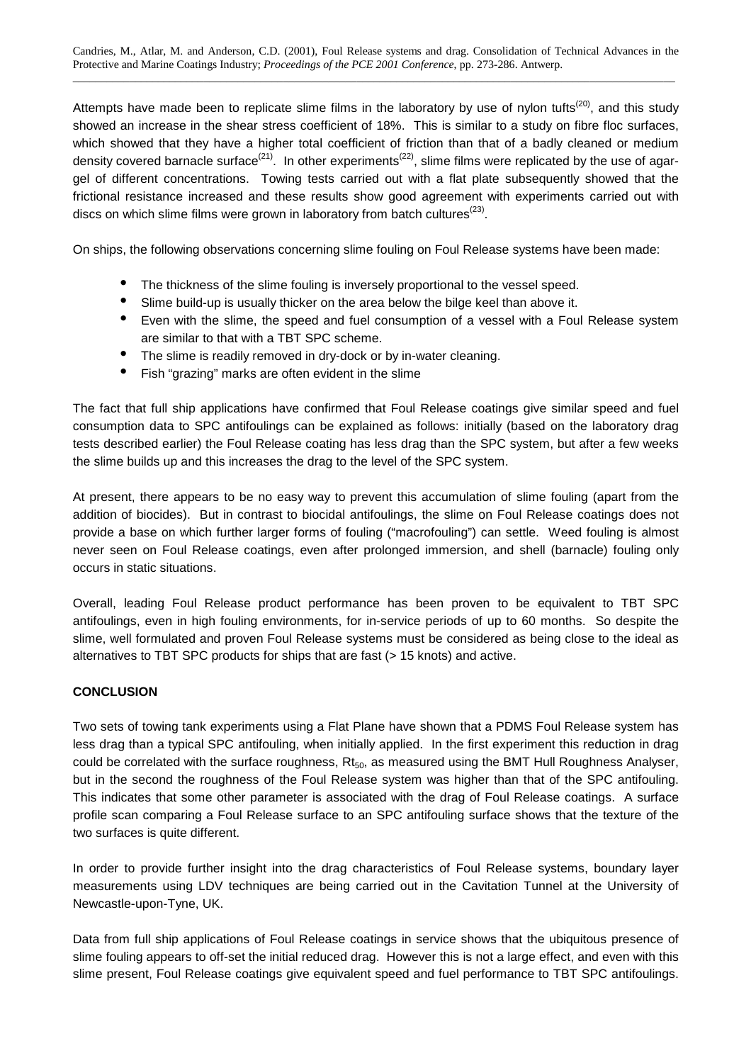Attempts have made been to replicate slime films in the laboratory by use of nylon tufts[20], and this study showed an increase in the shear stress coefficient of 18%. This is similar to a study on fibre floc surfaces, which showed that they have a higher total coefficient of friction than that of a badly cleaned or medium density covered barnacle surface[21]. In other experiments[22], slime films were replicated by the use of agar-gel of different concentrations. Towing tests carried out with a flat plate subsequently showed that the frictional resistance increased and these results show good agreement with experiments carried out with discs on which slime films were grown in laboratory from batch cultures[23].

On ships, the following observations concerning slime fouling on Foul Release systems have been made:

- The thickness of the slime fouling is inversely proportional to the vessel speed.
- Slime build-up is usually thicker on the area below the bilge keel than above it.
- Even with the slime, the speed and fuel consumption of a vessel with a Foul Release system are similar to that with a TBT SPC scheme.
- The slime is readily removed in dry-dock or by in-water cleaning.
- Fish "grazing" marks are often evident in the slime

The fact that full ship applications have confirmed that Foul Release coatings give similar speed and fuel consumption data to SPC antifoulings can be explained as follows: initially (based on the laboratory drag tests described earlier) the Foul Release coating has less drag than the SPC system, but after a few weeks the slime builds up and this increases the drag to the level of the SPC system.

At present, there appears to be no easy way to prevent this accumulation of slime fouling (apart from the addition of biocides). But in contrast to biocidal antifoulings, the slime on Foul Release coatings does not provide a base on which further larger forms of fouling ("macrofouling") can settle. Weed fouling is almost never seen on Foul Release coatings, even after prolonged immersion, and shell (barnacle) fouling only occurs in static situations.

Overall, leading Foul Release product performance has been proven to be equivalent to TBT SPC antifoulings, even in high fouling environments, for in-service periods of up to 60 months. So despite the slime, well formulated and proven Foul Release systems must be considered as being close to the ideal as alternatives to TBT SPC products for ships that are fast (> 15 knots) and active.

**CONCLUSION**

Two sets of towing tank experiments using a Flat Plane have shown that a PDMS Foul Release system has less drag than a typical SPC antifouling, when initially applied. In the first experiment this reduction in drag could be correlated with the surface roughness, $Rt_{50}$, as measured using the BMT Hull Roughness Analyser, but in the second the roughness of the Foul Release system was higher than that of the SPC antifouling. This indicates that some other parameter is associated with the drag of Foul Release coatings. A surface profile scan comparing a Foul Release surface to an SPC antifouling surface shows that the texture of the two surfaces is quite different.

In order to provide further insight into the drag characteristics of Foul Release systems, boundary layer measurements using LDV techniques are being carried out in the Cavitation Tunnel at the University of Newcastle-upon-Tyne, UK.

Data from full ship applications of Foul Release coatings in service shows that the ubiquitous presence of slime fouling appears to off-set the initial reduced drag. However this is not a large effect, and even with this slime present, Foul Release coatings give equivalent speed and fuel performance to TBT SPC antifoulings.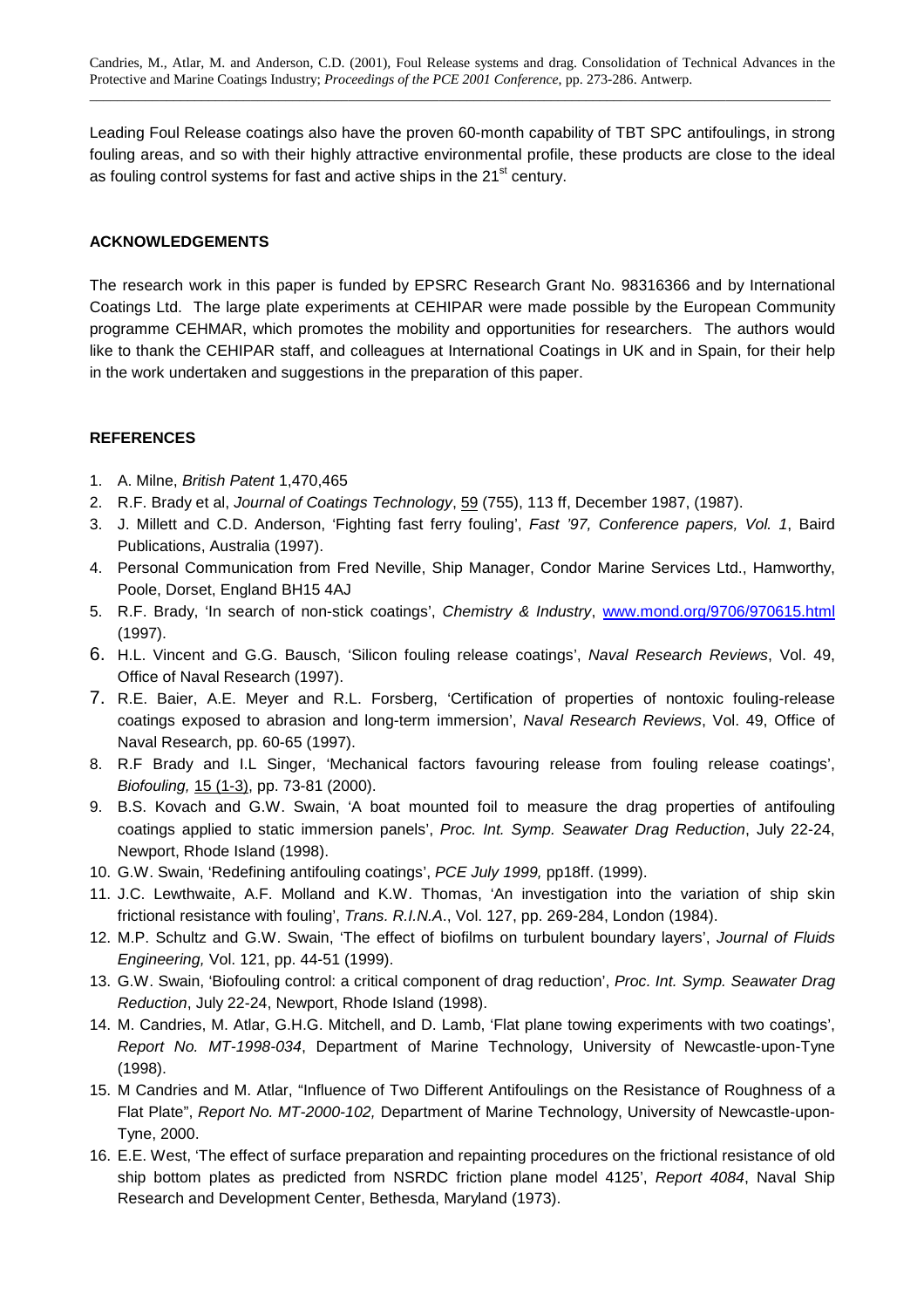Leading Foul Release coatings also have the proven 60-month capability of TBT SPC antifoulings, in strong fouling areas, and so with their highly attractive environmental profile, these products are close to the ideal as fouling control systems for fast and active ships in the 21st century.

## ACKNOWLEDGEMENTS

The research work in this paper is funded by EPSRC Research Grant No. 98316366 and by International Coatings Ltd. The large plate experiments at CEHIPAR were made possible by the European Community programme CEHMAR, which promotes the mobility and opportunities for researchers. The authors would like to thank the CEHIPAR staff, and colleagues at International Coatings in UK and in Spain, for their help in the work undertaken and suggestions in the preparation of this paper.

## REFERENCES

1. A. Milne, *British Patent* 1,470,465
2. R.F. Brady et al, *Journal of Coatings Technology*, 59 (755), 113 ff, December 1987, (1987).
3. J. Millett and C.D. Anderson, 'Fighting fast ferry fouling', *Fast '97, Conference papers, Vol. 1*, Baird Publications, Australia (1997).
4. Personal Communication from Fred Neville, Ship Manager, Condor Marine Services Ltd., Hamworthy, Poole, Dorset, England BH15 4AJ
5. R.F. Brady, 'In search of non-stick coatings', *Chemistry & Industry*, www.mond.org/9706/970615.html (1997).
6. H.L. Vincent and G.G. Bausch, 'Silicon fouling release coatings', *Naval Research Reviews*, Vol. 49, Office of Naval Research (1997).
7. R.E. Baier, A.E. Meyer and R.L. Forsberg, 'Certification of properties of nontoxic fouling-release coatings exposed to abrasion and long-term immersion', *Naval Research Reviews*, Vol. 49, Office of Naval Research, pp. 60-65 (1997).
8. R.F Brady and I.L Singer, 'Mechanical factors favouring release from fouling release coatings', *Biofouling,* 15 (1-3), pp. 73-81 (2000).
9. B.S. Kovach and G.W. Swain, 'A boat mounted foil to measure the drag properties of antifouling coatings applied to static immersion panels', *Proc. Int. Symp. Seawater Drag Reduction*, July 22-24, Newport, Rhode Island (1998).
10. G.W. Swain, 'Redefining antifouling coatings', *PCE July 1999,* pp18ff. (1999).
11. J.C. Lewthwaite, A.F. Molland and K.W. Thomas, 'An investigation into the variation of ship skin frictional resistance with fouling', *Trans. R.I.N.A.*, Vol. 127, pp. 269-284, London (1984).
12. M.P. Schultz and G.W. Swain, 'The effect of biofilms on turbulent boundary layers', *Journal of Fluids Engineering,* Vol. 121, pp. 44-51 (1999).
13. G.W. Swain, 'Biofouling control: a critical component of drag reduction', *Proc. Int. Symp. Seawater Drag Reduction*, July 22-24, Newport, Rhode Island (1998).
14. M. Candries, M. Atlar, G.H.G. Mitchell, and D. Lamb, 'Flat plane towing experiments with two coatings', *Report No. MT-1998-034*, Department of Marine Technology, University of Newcastle-upon-Tyne (1998).
15. M Candries and M. Atlar, "Influence of Two Different Antifoulings on the Resistance of Roughness of a Flat Plate", *Report No. MT-2000-102,* Department of Marine Technology, University of Newcastle-upon-Tyne, 2000.
16. E.E. West, 'The effect of surface preparation and repainting procedures on the frictional resistance of old ship bottom plates as predicted from NSRDC friction plane model 4125', *Report 4084*, Naval Ship Research and Development Center, Bethesda, Maryland (1973).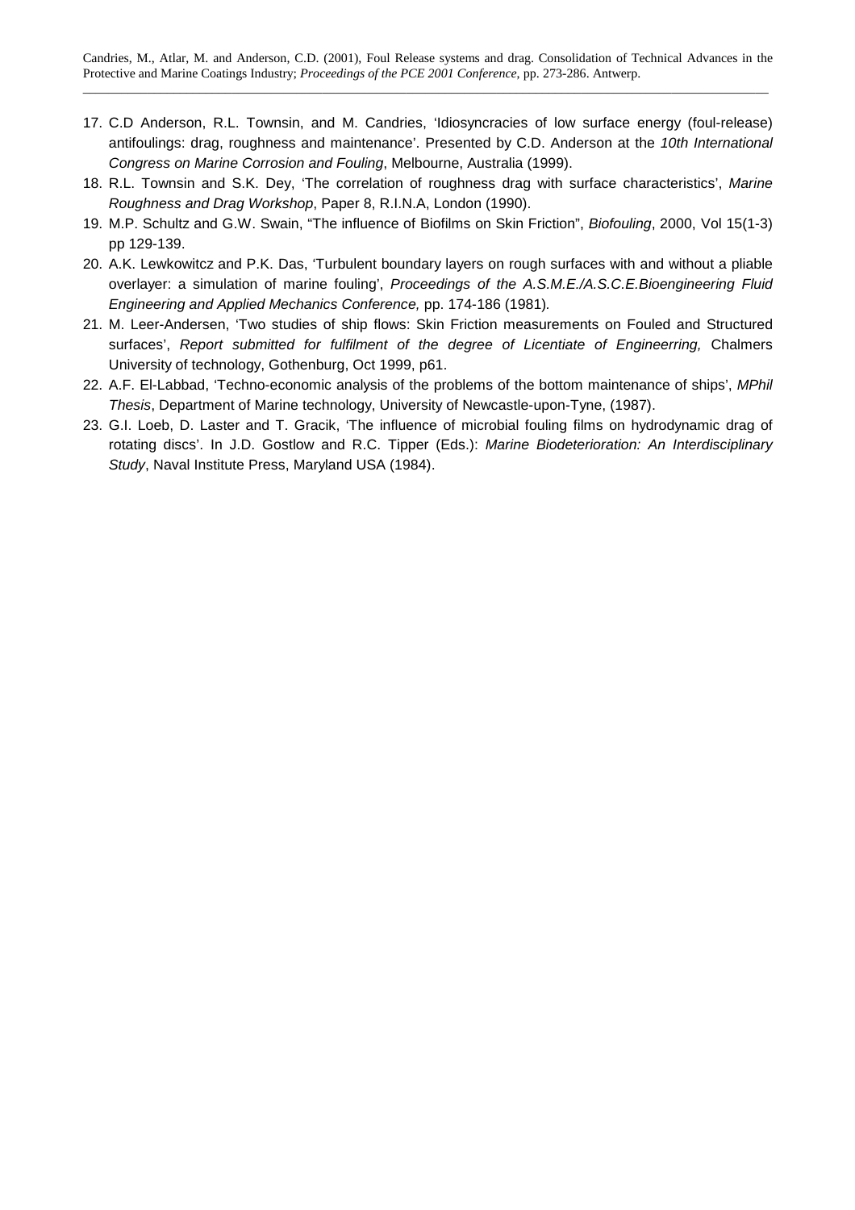17. C.D Anderson, R.L. Townsin, and M. Candries, 'Idiosyncracies of low surface energy (foul-release) antifoulings: drag, roughness and maintenance'. Presented by C.D. Anderson at the *10th International Congress on Marine Corrosion and Fouling*, Melbourne, Australia (1999).
18. R.L. Townsin and S.K. Dey, 'The correlation of roughness drag with surface characteristics', *Marine Roughness and Drag Workshop*, Paper 8, R.I.N.A, London (1990).
19. M.P. Schultz and G.W. Swain, "The influence of Biofilms on Skin Friction", *Biofouling*, 2000, Vol 15(1-3) pp 129-139.
20. A.K. Lewkowitcz and P.K. Das, 'Turbulent boundary layers on rough surfaces with and without a pliable overlayer: a simulation of marine fouling', *Proceedings of the A.S.M.E./A.S.C.E.Bioengineering Fluid Engineering and Applied Mechanics Conference,* pp. 174-186 (1981).
21. M. Leer-Andersen, 'Two studies of ship flows: Skin Friction measurements on Fouled and Structured surfaces', *Report submitted for fulfilment of the degree of Licentiate of Engineerring,* Chalmers University of technology, Gothenburg, Oct 1999, p61.
22. A.F. El-Labbad, 'Techno-economic analysis of the problems of the bottom maintenance of ships', *MPhil Thesis*, Department of Marine technology, University of Newcastle-upon-Tyne, (1987).
23. G.I. Loeb, D. Laster and T. Gracik, 'The influence of microbial fouling films on hydrodynamic drag of rotating discs'. In J.D. Gostlow and R.C. Tipper (Eds.): *Marine Biodeterioration: An Interdisciplinary Study*, Naval Institute Press, Maryland USA (1984).